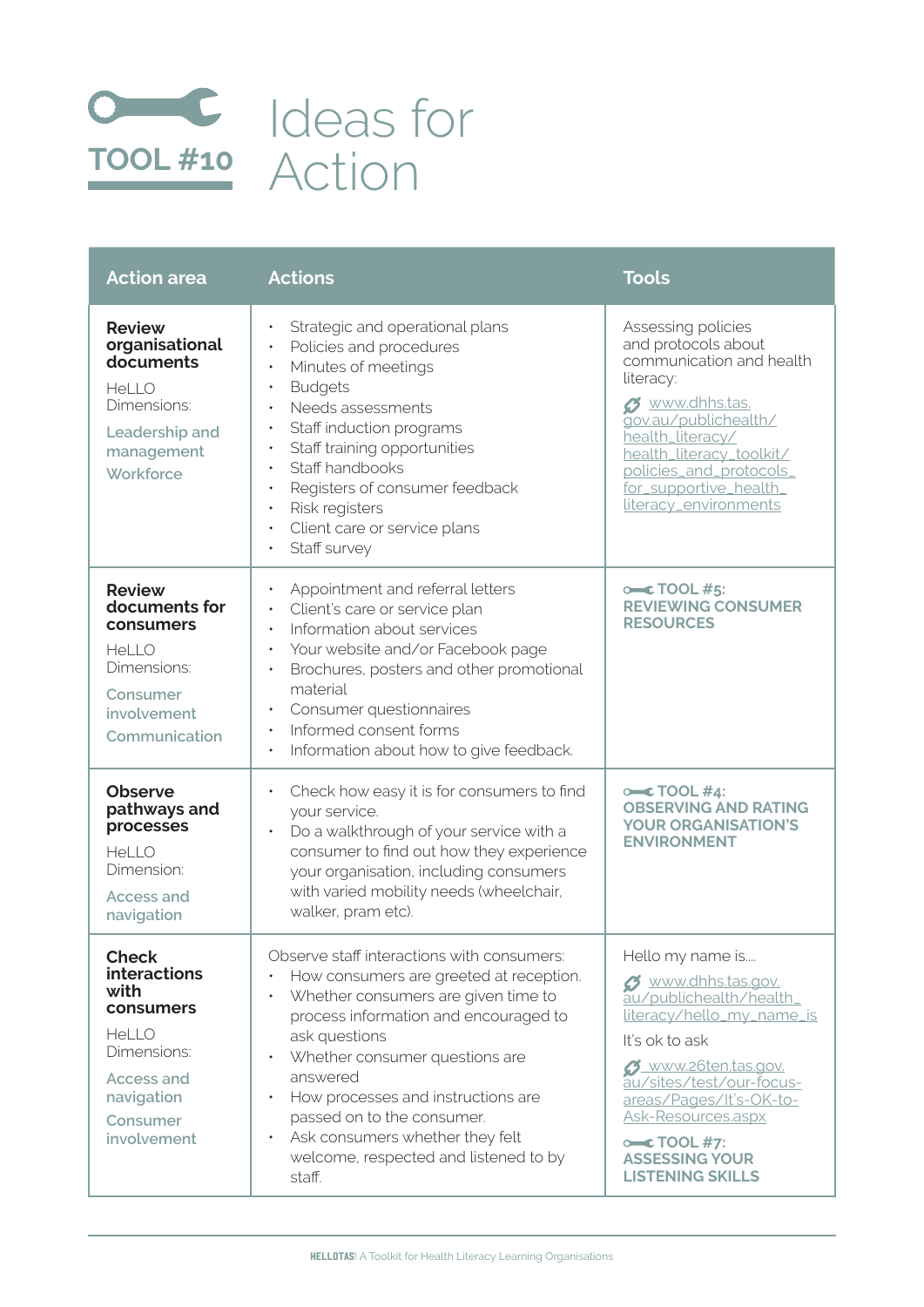# TOOL #10 Ideas for Action

| Action area | Actions | Tools |
|---|---|---|
| **Review organisational documents**<br>HeLLO Dimensions:<br>Leadership and management<br>Workforce | • Strategic and operational plans<br>• Policies and procedures<br>• Minutes of meetings<br>• Budgets<br>• Needs assessments<br>• Staff induction programs<br>• Staff training opportunities<br>• Staff handbooks<br>• Registers of consumer feedback<br>• Risk registers<br>• Client care or service plans<br>• Staff survey | Assessing policies and protocols about communication and health literacy:<br>www.dhhs.tas.gov.au/publichealth/health_literacy/health_literacy_toolkit/policies_and_protocols_for_supportive_health_literacy_environments |
| **Review documents for consumers**<br>HeLLO Dimensions:<br>Consumer involvement<br>Communication | • Appointment and referral letters<br>• Client's care or service plan<br>• Information about services<br>• Your website and/or Facebook page<br>• Brochures, posters and other promotional material<br>• Consumer questionnaires<br>• Informed consent forms<br>• Information about how to give feedback. | **TOOL #5: REVIEWING CONSUMER RESOURCES** |
| **Observe pathways and processes**<br>HeLLO Dimension:<br>Access and navigation | • Check how easy it is for consumers to find your service.<br>• Do a walkthrough of your service with a consumer to find out how they experience your organisation, including consumers with varied mobility needs (wheelchair, walker, pram etc). | **TOOL #4: OBSERVING AND RATING YOUR ORGANISATION'S ENVIRONMENT** |
| **Check interactions with consumers**<br>HeLLO Dimensions:<br>Access and navigation<br>Consumer involvement | Observe staff interactions with consumers:<br>• How consumers are greeted at reception.<br>• Whether consumers are given time to process information and encouraged to ask questions<br>• Whether consumer questions are answered<br>• How processes and instructions are passed on to the consumer.<br>• Ask consumers whether they felt welcome, respected and listened to by staff. | Hello my name is....<br>www.dhhs.tas.gov.au/publichealth/health_literacy/hello_my_name_is<br>It's ok to ask<br>www.26ten.tas.gov.au/sites/test/our-focus-areas/Pages/It's-OK-to-Ask-Resources.aspx<br>**TOOL #7: ASSESSING YOUR LISTENING SKILLS** |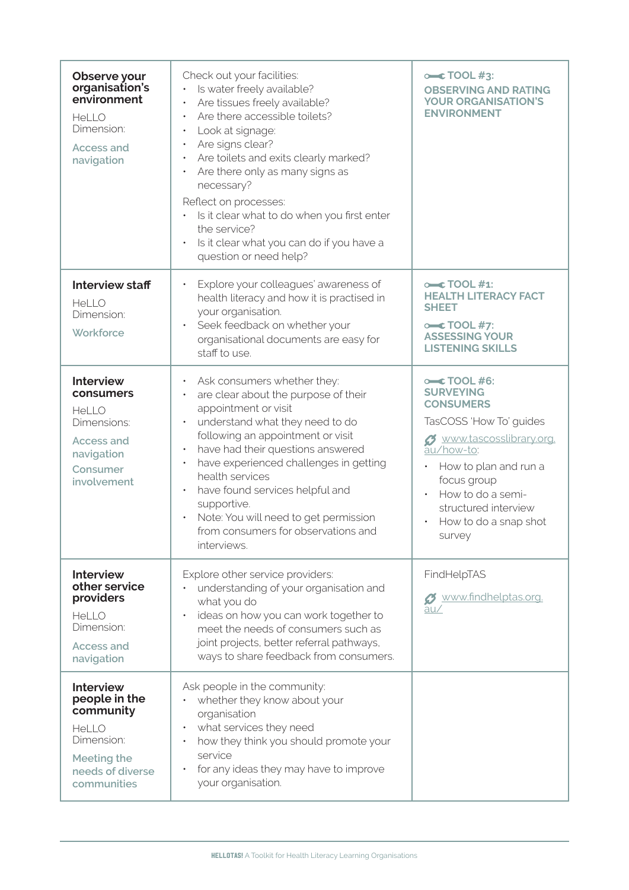| | | |
|---|---|---|
| **Observe your organisation's environment**<br>HeLLO Dimension:<br>Access and navigation | Check out your facilities:<br>• Is water freely available?<br>• Are tissues freely available?<br>• Are there accessible toilets?<br>• Look at signage:<br>• Are signs clear?<br>• Are toilets and exits clearly marked?<br>• Are there only as many signs as necessary?<br>Reflect on processes:<br>• Is it clear what to do when you first enter the service?<br>• Is it clear what you can do if you have a question or need help? | **TOOL #3: OBSERVING AND RATING YOUR ORGANISATION'S ENVIRONMENT** |
| **Interview staff**<br>HeLLO Dimension:<br>Workforce | • Explore your colleagues' awareness of health literacy and how it is practised in your organisation.<br>• Seek feedback on whether your organisational documents are easy for staff to use. | **TOOL #1: HEALTH LITERACY FACT SHEET**<br>**TOOL #7: ASSESSING YOUR LISTENING SKILLS** |
| **Interview consumers**<br>HeLLO Dimensions:<br>Access and navigation<br>Consumer involvement | • Ask consumers whether they:<br>• are clear about the purpose of their appointment or visit<br>• understand what they need to do following an appointment or visit<br>• have had their questions answered<br>• have experienced challenges in getting health services<br>• have found services helpful and supportive.<br>• Note: You will need to get permission from consumers for observations and interviews. | **TOOL #6: SURVEYING CONSUMERS**<br>TasCOSS 'How To' guides<br>www.tascosslibrary.org.au/how-to:<br>• How to plan and run a focus group<br>• How to do a semi-structured interview<br>• How to do a snap shot survey |
| **Interview other service providers**<br>HeLLO Dimension:<br>Access and navigation | Explore other service providers:<br>• understanding of your organisation and what you do<br>• ideas on how you can work together to meet the needs of consumers such as joint projects, better referral pathways, ways to share feedback from consumers. | FindHelpTAS<br>www.findhelptas.org.au/ |
| **Interview people in the community**<br>HeLLO Dimension:<br>Meeting the needs of diverse communities | Ask people in the community:<br>• whether they know about your organisation<br>• what services they need<br>• how they think you should promote your service<br>• for any ideas they may have to improve your organisation. | |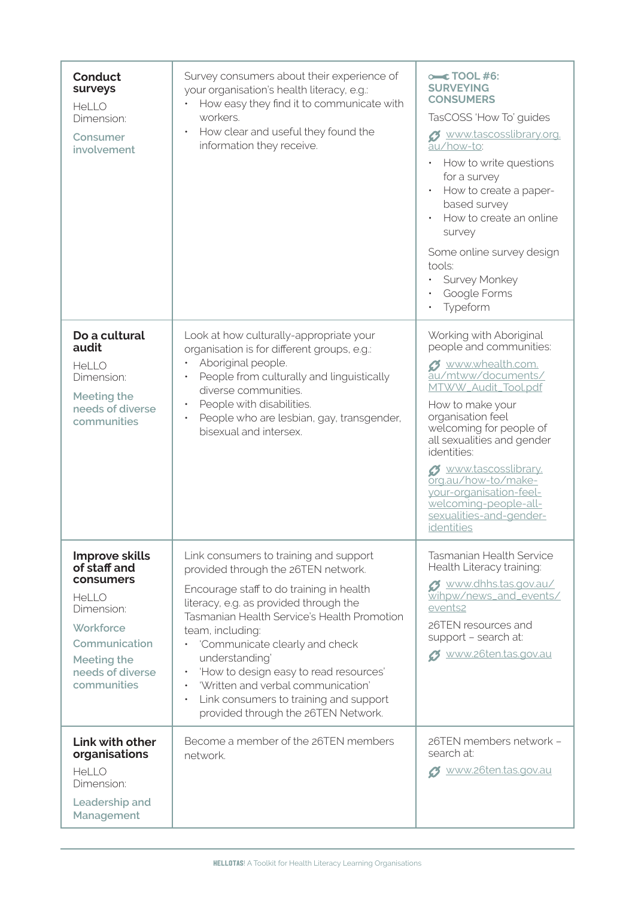| | | |
|---|---|---|
| **Conduct surveys**<br>HeLLO Dimension:<br>Consumer involvement | Survey consumers about their experience of your organisation's health literacy, e.g.:<br>• How easy they find it to communicate with workers.<br>• How clear and useful they found the information they receive. | **TOOL #6: SURVEYING CONSUMERS**<br>TasCOSS 'How To' guides<br>www.tascosslibrary.org.au/how-to:<br>• How to write questions for a survey<br>• How to create a paper-based survey<br>• How to create an online survey<br>Some online survey design tools:<br>• Survey Monkey<br>• Google Forms<br>• Typeform |
| **Do a cultural audit**<br>HeLLO Dimension:<br>Meeting the needs of diverse communities | Look at how culturally-appropriate your organisation is for different groups, e.g.:<br>• Aboriginal people.<br>• People from culturally and linguistically diverse communities.<br>• People with disabilities.<br>• People who are lesbian, gay, transgender, bisexual and intersex. | Working with Aboriginal people and communities:<br>www.whealth.com.au/mtww/documents/MTWW_Audit_Tool.pdf<br>How to make your organisation feel welcoming for people of all sexualities and gender identities:<br>www.tascosslibrary.org.au/how-to/make-your-organisation-feel-welcoming-people-all-sexualities-and-gender-identities |
| **Improve skills of staff and consumers**<br>HeLLO Dimension:<br>Workforce<br>Communication<br>Meeting the needs of diverse communities | Link consumers to training and support provided through the 26TEN network.<br>Encourage staff to do training in health literacy, e.g. as provided through the Tasmanian Health Service's Health Promotion team, including:<br>• 'Communicate clearly and check understanding'<br>• 'How to design easy to read resources'<br>• 'Written and verbal communication'<br>• Link consumers to training and support provided through the 26TEN Network. | Tasmanian Health Service Health Literacy training:<br>www.dhhs.tas.gov.au/wihpw/news_and_events/events2<br>26TEN resources and support – search at:<br>www.26ten.tas.gov.au |
| **Link with other organisations**<br>HeLLO Dimension:<br>Leadership and Management | Become a member of the 26TEN members network. | 26TEN members network – search at:<br>www.26ten.tas.gov.au |